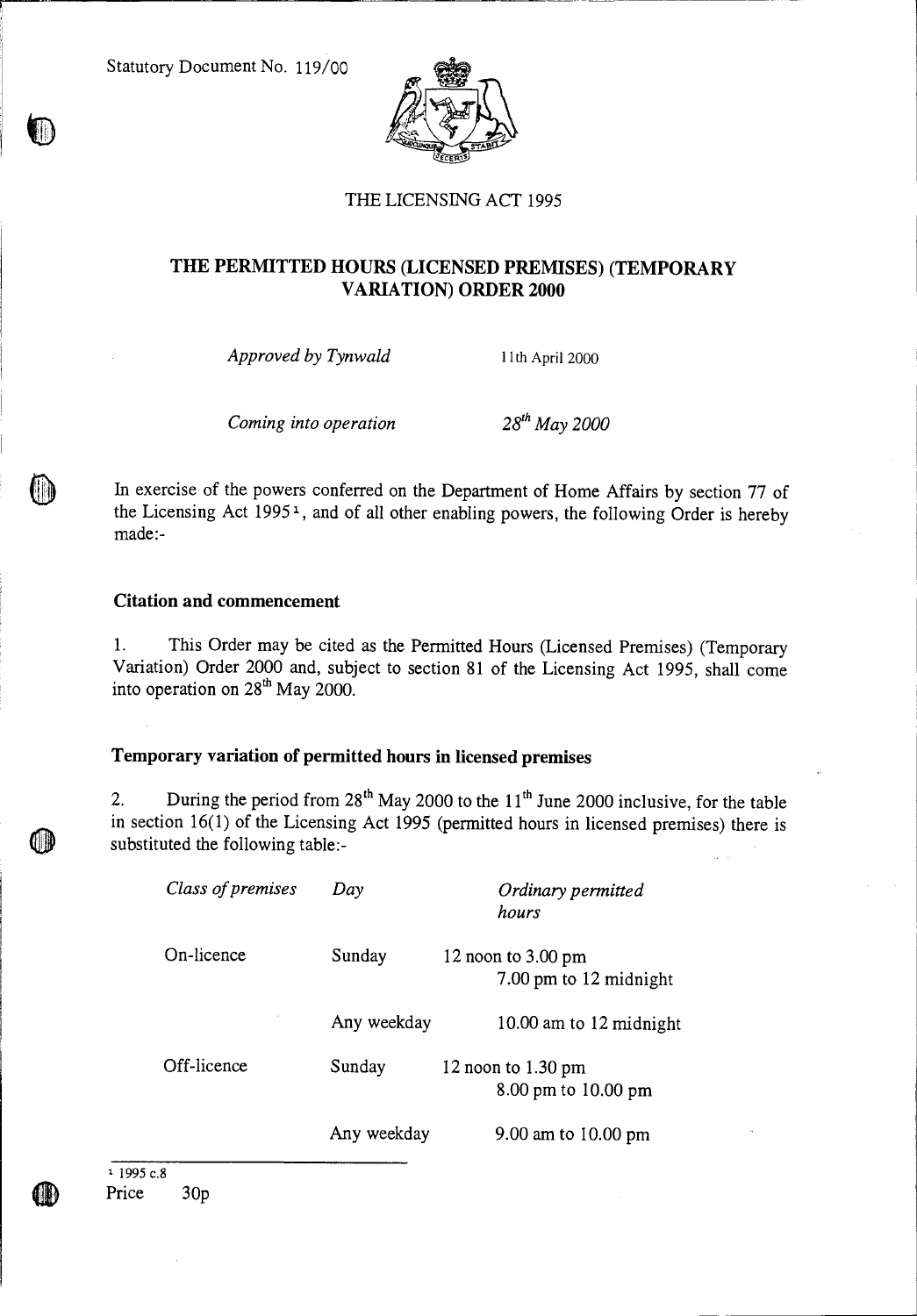Statutory Document No. 119/00

THE LICENSING ACT 1995

# THE PERMITTED HOURS (LICENSED PREMISES) (TEMPORARY VARIATION) ORDER 2000

*Approved by Tynwald* 11th April 2000

*Coming into operation* *28th May 2000*

In exercise of the powers conferred on the Department of Home Affairs by section 77 of the Licensing Act 1995[1], and of all other enabling powers, the following Order is hereby made:-

## Citation and commencement

1. This Order may be cited as the Permitted Hours (Licensed Premises) (Temporary Variation) Order 2000 and, subject to section 81 of the Licensing Act 1995, shall come into operation on 28th May 2000.

## Temporary variation of permitted hours in licensed premises

2. During the period from 28th May 2000 to the 11th June 2000 inclusive, for the table in section 16(1) of the Licensing Act 1995 (permitted hours in licensed premises) there is substituted the following table:-

| *Class of premises* | *Day* | *Ordinary permitted hours* |
|---|---|---|
| On-licence | Sunday | 12 noon to 3.00 pm<br>7.00 pm to 12 midnight |
| | Any weekday | 10.00 am to 12 midnight |
| Off-licence | Sunday | 12 noon to 1.30 pm<br>8.00 pm to 10.00 pm |
| | Any weekday | 9.00 am to 10.00 pm |

[1] 1995 c.8

Price 30p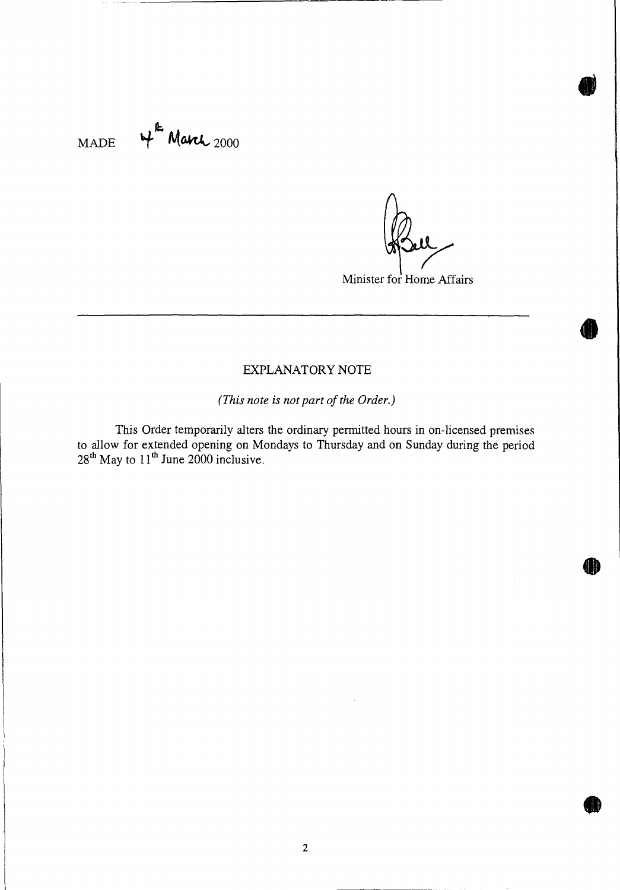MADE 4th March 2000

Minister for Home Affairs

---

EXPLANATORY NOTE

*(This note is not part of the Order.)*

This Order temporarily alters the ordinary permitted hours in on-licensed premises to allow for extended opening on Mondays to Thursday and on Sunday during the period 28th May to 11th June 2000 inclusive.